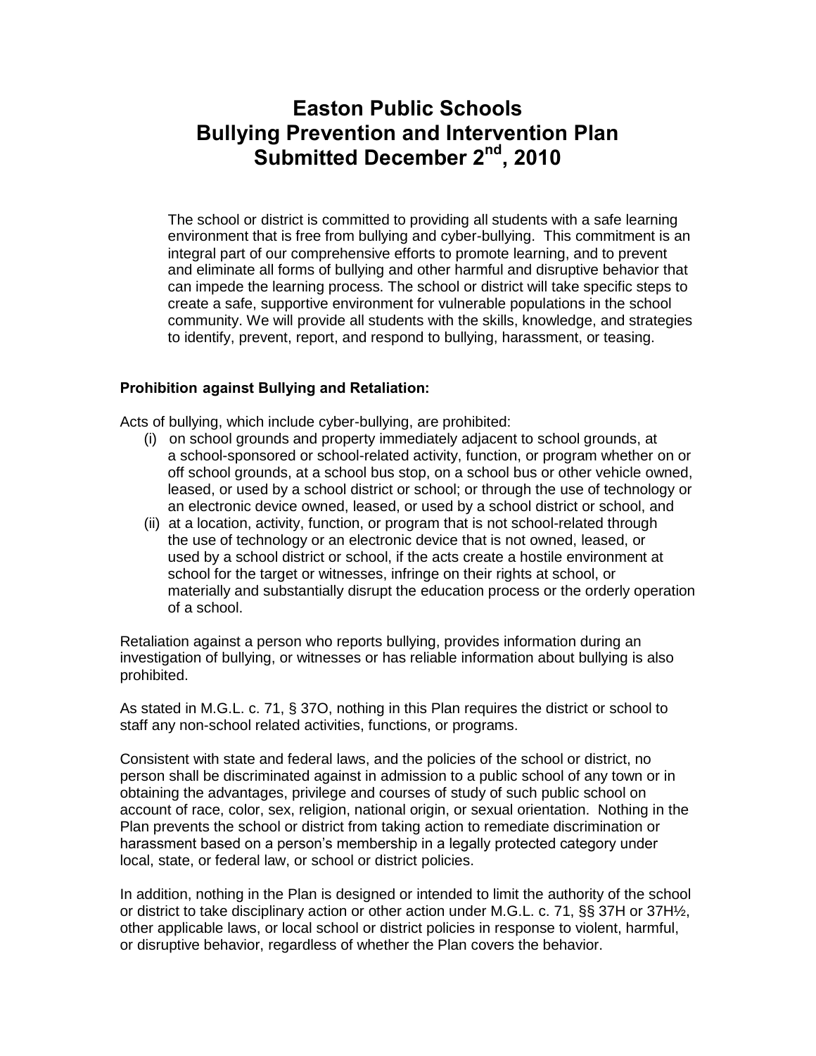# Easton Public Schools
# Bullying Prevention and Intervention Plan
# Submitted December 2nd, 2010

The school or district is committed to providing all students with a safe learning environment that is free from bullying and cyber-bullying. This commitment is an integral part of our comprehensive efforts to promote learning, and to prevent and eliminate all forms of bullying and other harmful and disruptive behavior that can impede the learning process. The school or district will take specific steps to create a safe, supportive environment for vulnerable populations in the school community. We will provide all students with the skills, knowledge, and strategies to identify, prevent, report, and respond to bullying, harassment, or teasing.

**Prohibition against Bullying and Retaliation:**

Acts of bullying, which include cyber-bullying, are prohibited:

(i) on school grounds and property immediately adjacent to school grounds, at a school-sponsored or school-related activity, function, or program whether on or off school grounds, at a school bus stop, on a school bus or other vehicle owned, leased, or used by a school district or school; or through the use of technology or an electronic device owned, leased, or used by a school district or school, and

(ii) at a location, activity, function, or program that is not school-related through the use of technology or an electronic device that is not owned, leased, or used by a school district or school, if the acts create a hostile environment at school for the target or witnesses, infringe on their rights at school, or materially and substantially disrupt the education process or the orderly operation of a school.

Retaliation against a person who reports bullying, provides information during an investigation of bullying, or witnesses or has reliable information about bullying is also prohibited.

As stated in M.G.L. c. 71, § 37O, nothing in this Plan requires the district or school to staff any non-school related activities, functions, or programs.

Consistent with state and federal laws, and the policies of the school or district, no person shall be discriminated against in admission to a public school of any town or in obtaining the advantages, privilege and courses of study of such public school on account of race, color, sex, religion, national origin, or sexual orientation. Nothing in the Plan prevents the school or district from taking action to remediate discrimination or harassment based on a person's membership in a legally protected category under local, state, or federal law, or school or district policies.

In addition, nothing in the Plan is designed or intended to limit the authority of the school or district to take disciplinary action or other action under M.G.L. c. 71, §§ 37H or 37H½, other applicable laws, or local school or district policies in response to violent, harmful, or disruptive behavior, regardless of whether the Plan covers the behavior.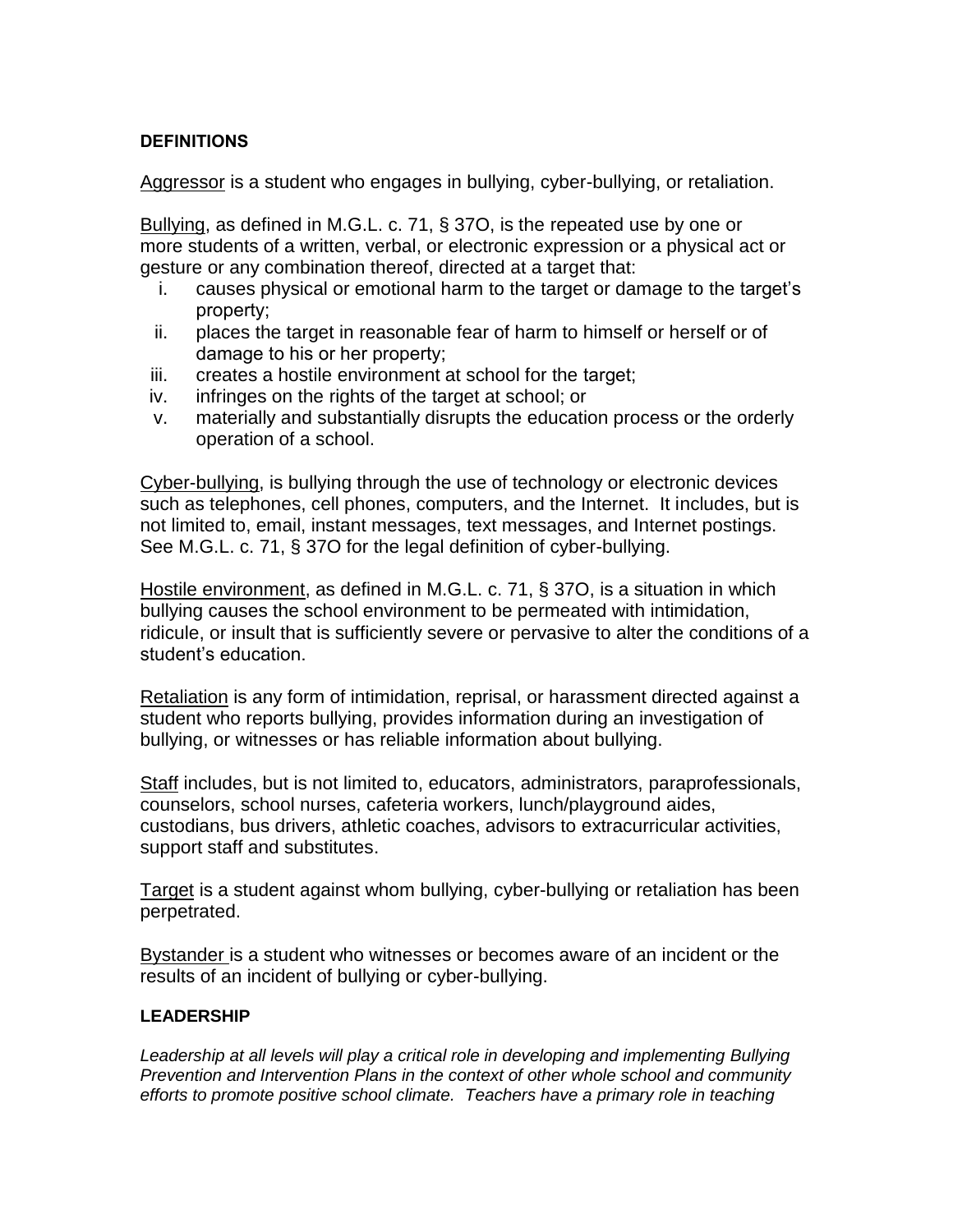## DEFINITIONS

Aggressor is a student who engages in bullying, cyber-bullying, or retaliation.

Bullying, as defined in M.G.L. c. 71, § 37O, is the repeated use by one or more students of a written, verbal, or electronic expression or a physical act or gesture or any combination thereof, directed at a target that:

- i. causes physical or emotional harm to the target or damage to the target's property;
- ii. places the target in reasonable fear of harm to himself or herself or of damage to his or her property;
- iii. creates a hostile environment at school for the target;
- iv. infringes on the rights of the target at school; or
- v. materially and substantially disrupts the education process or the orderly operation of a school.

Cyber-bullying, is bullying through the use of technology or electronic devices such as telephones, cell phones, computers, and the Internet. It includes, but is not limited to, email, instant messages, text messages, and Internet postings. See M.G.L. c. 71, § 37O for the legal definition of cyber-bullying.

Hostile environment, as defined in M.G.L. c. 71, § 37O, is a situation in which bullying causes the school environment to be permeated with intimidation, ridicule, or insult that is sufficiently severe or pervasive to alter the conditions of a student's education.

Retaliation is any form of intimidation, reprisal, or harassment directed against a student who reports bullying, provides information during an investigation of bullying, or witnesses or has reliable information about bullying.

Staff includes, but is not limited to, educators, administrators, paraprofessionals, counselors, school nurses, cafeteria workers, lunch/playground aides, custodians, bus drivers, athletic coaches, advisors to extracurricular activities, support staff and substitutes.

Target is a student against whom bullying, cyber-bullying or retaliation has been perpetrated.

Bystander is a student who witnesses or becomes aware of an incident or the results of an incident of bullying or cyber-bullying.

## LEADERSHIP

*Leadership at all levels will play a critical role in developing and implementing Bullying Prevention and Intervention Plans in the context of other whole school and community efforts to promote positive school climate. Teachers have a primary role in teaching*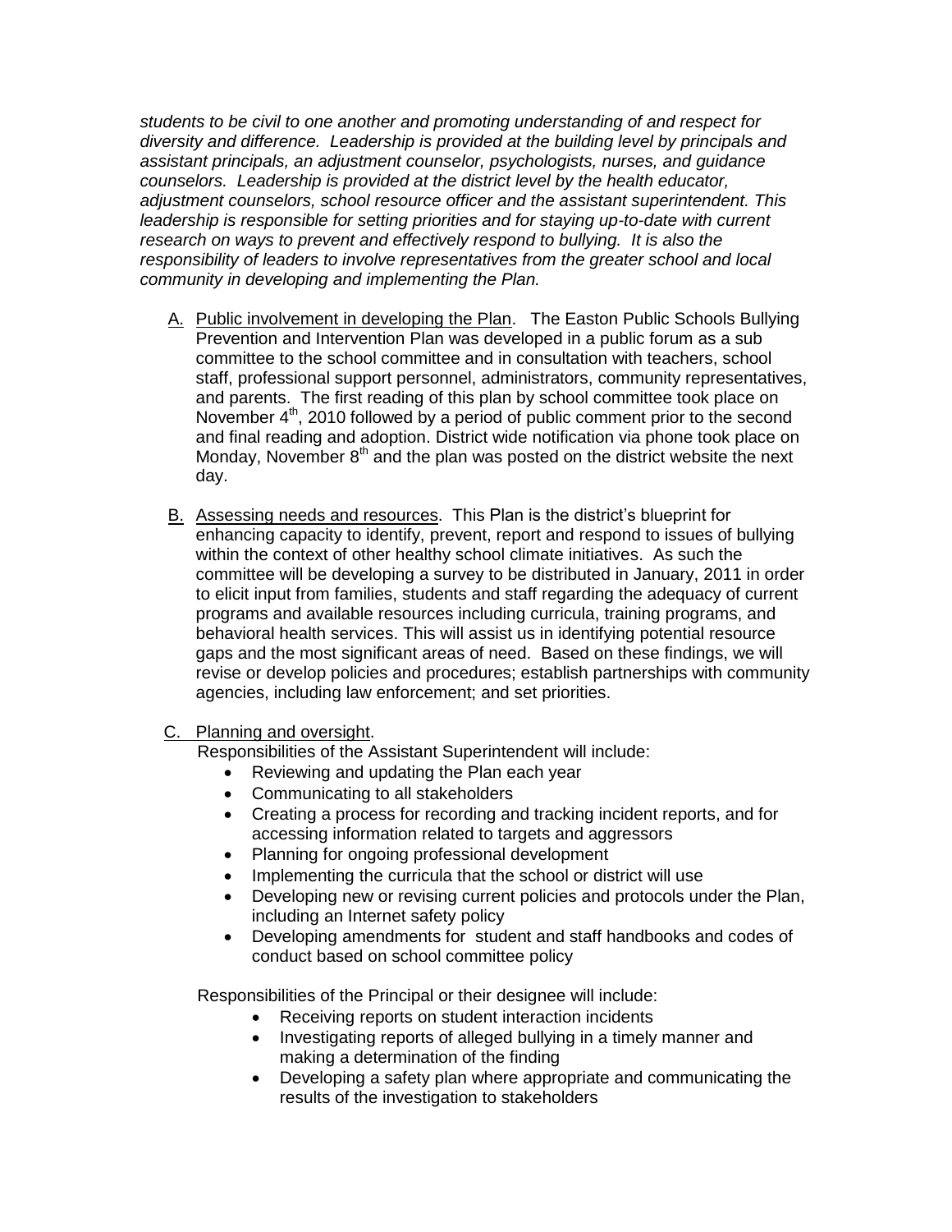*students to be civil to one another and promoting understanding of and respect for diversity and difference. Leadership is provided at the building level by principals and assistant principals, an adjustment counselor, psychologists, nurses, and guidance counselors. Leadership is provided at the district level by the health educator, adjustment counselors, school resource officer and the assistant superintendent. This leadership is responsible for setting priorities and for staying up-to-date with current research on ways to prevent and effectively respond to bullying. It is also the responsibility of leaders to involve representatives from the greater school and local community in developing and implementing the Plan.*

A. Public involvement in developing the Plan. The Easton Public Schools Bullying Prevention and Intervention Plan was developed in a public forum as a sub committee to the school committee and in consultation with teachers, school staff, professional support personnel, administrators, community representatives, and parents. The first reading of this plan by school committee took place on November 4th, 2010 followed by a period of public comment prior to the second and final reading and adoption. District wide notification via phone took place on Monday, November 8th and the plan was posted on the district website the next day.

B. Assessing needs and resources. This Plan is the district's blueprint for enhancing capacity to identify, prevent, report and respond to issues of bullying within the context of other healthy school climate initiatives. As such the committee will be developing a survey to be distributed in January, 2011 in order to elicit input from families, students and staff regarding the adequacy of current programs and available resources including curricula, training programs, and behavioral health services. This will assist us in identifying potential resource gaps and the most significant areas of need. Based on these findings, we will revise or develop policies and procedures; establish partnerships with community agencies, including law enforcement; and set priorities.

C. Planning and oversight.

Responsibilities of the Assistant Superintendent will include:

- Reviewing and updating the Plan each year
- Communicating to all stakeholders
- Creating a process for recording and tracking incident reports, and for accessing information related to targets and aggressors
- Planning for ongoing professional development
- Implementing the curricula that the school or district will use
- Developing new or revising current policies and protocols under the Plan, including an Internet safety policy
- Developing amendments for student and staff handbooks and codes of conduct based on school committee policy

Responsibilities of the Principal or their designee will include:

- Receiving reports on student interaction incidents
- Investigating reports of alleged bullying in a timely manner and making a determination of the finding
- Developing a safety plan where appropriate and communicating the results of the investigation to stakeholders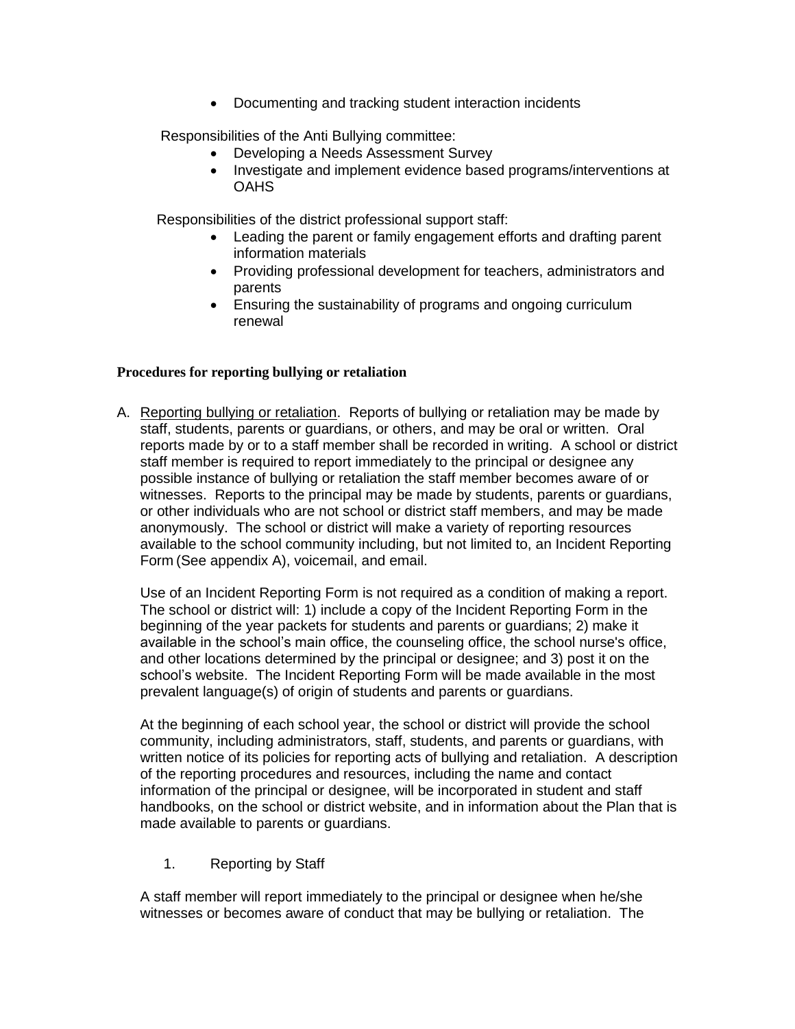- Documenting and tracking student interaction incidents

Responsibilities of the Anti Bullying committee:

- Developing a Needs Assessment Survey
- Investigate and implement evidence based programs/interventions at OAHS

Responsibilities of the district professional support staff:

- Leading the parent or family engagement efforts and drafting parent information materials
- Providing professional development for teachers, administrators and parents
- Ensuring the sustainability of programs and ongoing curriculum renewal

**Procedures for reporting bullying or retaliation**

A. Reporting bullying or retaliation. Reports of bullying or retaliation may be made by staff, students, parents or guardians, or others, and may be oral or written. Oral reports made by or to a staff member shall be recorded in writing. A school or district staff member is required to report immediately to the principal or designee any possible instance of bullying or retaliation the staff member becomes aware of or witnesses. Reports to the principal may be made by students, parents or guardians, or other individuals who are not school or district staff members, and may be made anonymously. The school or district will make a variety of reporting resources available to the school community including, but not limited to, an Incident Reporting Form (See appendix A), voicemail, and email.

Use of an Incident Reporting Form is not required as a condition of making a report. The school or district will: 1) include a copy of the Incident Reporting Form in the beginning of the year packets for students and parents or guardians; 2) make it available in the school's main office, the counseling office, the school nurse's office, and other locations determined by the principal or designee; and 3) post it on the school's website. The Incident Reporting Form will be made available in the most prevalent language(s) of origin of students and parents or guardians.

At the beginning of each school year, the school or district will provide the school community, including administrators, staff, students, and parents or guardians, with written notice of its policies for reporting acts of bullying and retaliation. A description of the reporting procedures and resources, including the name and contact information of the principal or designee, will be incorporated in student and staff handbooks, on the school or district website, and in information about the Plan that is made available to parents or guardians.

1. Reporting by Staff

A staff member will report immediately to the principal or designee when he/she witnesses or becomes aware of conduct that may be bullying or retaliation. The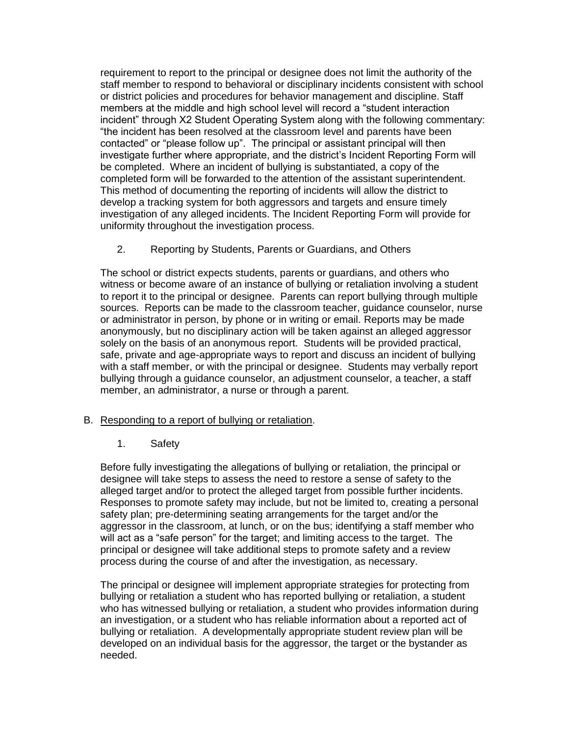requirement to report to the principal or designee does not limit the authority of the staff member to respond to behavioral or disciplinary incidents consistent with school or district policies and procedures for behavior management and discipline. Staff members at the middle and high school level will record a "student interaction incident" through X2 Student Operating System along with the following commentary: "the incident has been resolved at the classroom level and parents have been contacted" or "please follow up". The principal or assistant principal will then investigate further where appropriate, and the district's Incident Reporting Form will be completed. Where an incident of bullying is substantiated, a copy of the completed form will be forwarded to the attention of the assistant superintendent. This method of documenting the reporting of incidents will allow the district to develop a tracking system for both aggressors and targets and ensure timely investigation of any alleged incidents. The Incident Reporting Form will provide for uniformity throughout the investigation process.

2. Reporting by Students, Parents or Guardians, and Others

The school or district expects students, parents or guardians, and others who witness or become aware of an instance of bullying or retaliation involving a student to report it to the principal or designee. Parents can report bullying through multiple sources. Reports can be made to the classroom teacher, guidance counselor, nurse or administrator in person, by phone or in writing or email. Reports may be made anonymously, but no disciplinary action will be taken against an alleged aggressor solely on the basis of an anonymous report. Students will be provided practical, safe, private and age-appropriate ways to report and discuss an incident of bullying with a staff member, or with the principal or designee. Students may verbally report bullying through a guidance counselor, an adjustment counselor, a teacher, a staff member, an administrator, a nurse or through a parent.

B. <u>Responding to a report of bullying or retaliation</u>.

1. Safety

Before fully investigating the allegations of bullying or retaliation, the principal or designee will take steps to assess the need to restore a sense of safety to the alleged target and/or to protect the alleged target from possible further incidents. Responses to promote safety may include, but not be limited to, creating a personal safety plan; pre-determining seating arrangements for the target and/or the aggressor in the classroom, at lunch, or on the bus; identifying a staff member who will act as a "safe person" for the target; and limiting access to the target. The principal or designee will take additional steps to promote safety and a review process during the course of and after the investigation, as necessary.

The principal or designee will implement appropriate strategies for protecting from bullying or retaliation a student who has reported bullying or retaliation, a student who has witnessed bullying or retaliation, a student who provides information during an investigation, or a student who has reliable information about a reported act of bullying or retaliation. A developmentally appropriate student review plan will be developed on an individual basis for the aggressor, the target or the bystander as needed.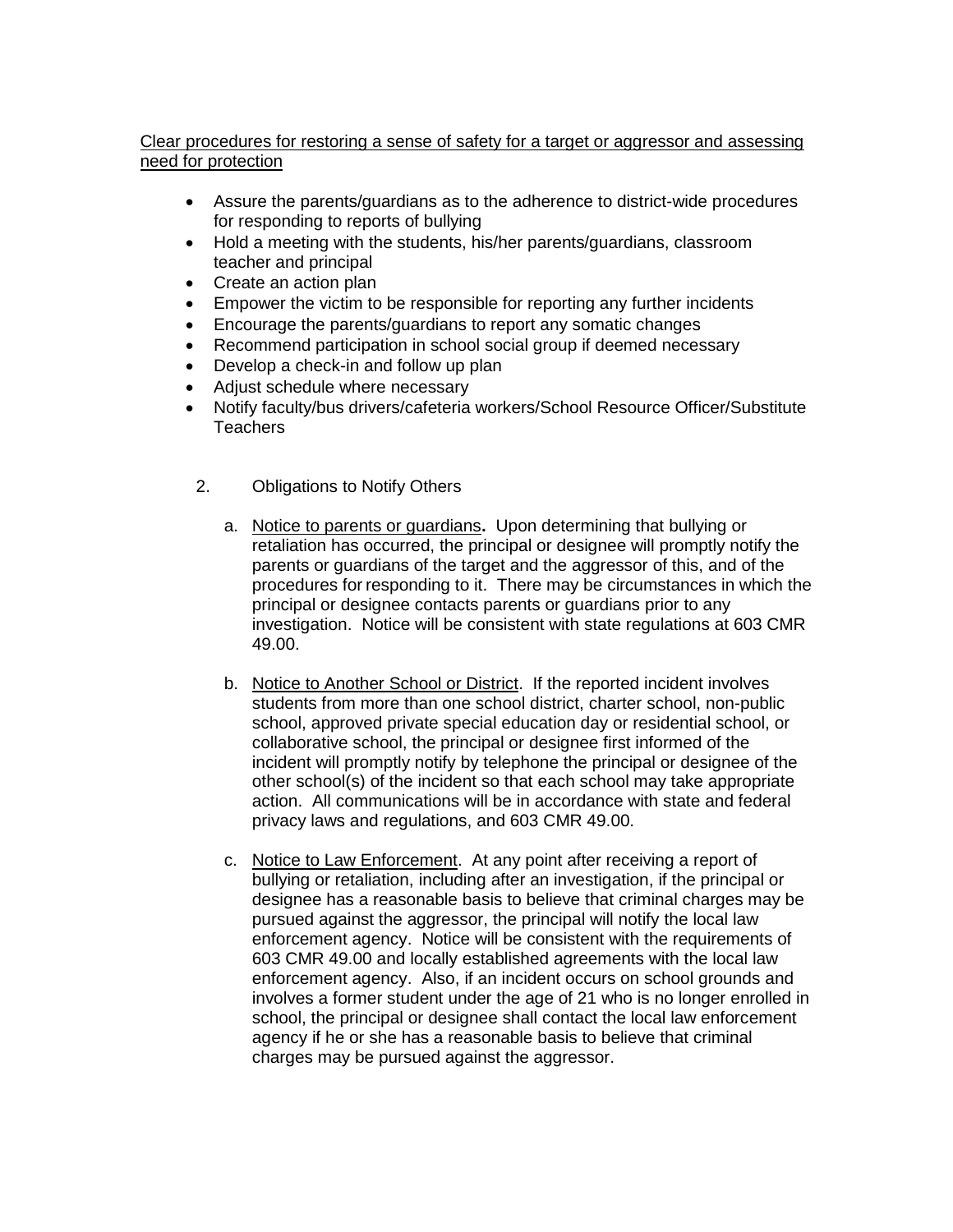<u>Clear procedures for restoring a sense of safety for a target or aggressor and assessing need for protection</u>

- Assure the parents/guardians as to the adherence to district-wide procedures for responding to reports of bullying
- Hold a meeting with the students, his/her parents/guardians, classroom teacher and principal
- Create an action plan
- Empower the victim to be responsible for reporting any further incidents
- Encourage the parents/guardians to report any somatic changes
- Recommend participation in school social group if deemed necessary
- Develop a check-in and follow up plan
- Adjust schedule where necessary
- Notify faculty/bus drivers/cafeteria workers/School Resource Officer/Substitute Teachers

2. Obligations to Notify Others

   a. <u>Notice to parents or guardians</u>**.** Upon determining that bullying or retaliation has occurred, the principal or designee will promptly notify the parents or guardians of the target and the aggressor of this, and of the procedures for responding to it. There may be circumstances in which the principal or designee contacts parents or guardians prior to any investigation. Notice will be consistent with state regulations at 603 CMR 49.00.

   b. <u>Notice to Another School or District</u>. If the reported incident involves students from more than one school district, charter school, non-public school, approved private special education day or residential school, or collaborative school, the principal or designee first informed of the incident will promptly notify by telephone the principal or designee of the other school(s) of the incident so that each school may take appropriate action. All communications will be in accordance with state and federal privacy laws and regulations, and 603 CMR 49.00.

   c. <u>Notice to Law Enforcement</u>. At any point after receiving a report of bullying or retaliation, including after an investigation, if the principal or designee has a reasonable basis to believe that criminal charges may be pursued against the aggressor, the principal will notify the local law enforcement agency. Notice will be consistent with the requirements of 603 CMR 49.00 and locally established agreements with the local law enforcement agency. Also, if an incident occurs on school grounds and involves a former student under the age of 21 who is no longer enrolled in school, the principal or designee shall contact the local law enforcement agency if he or she has a reasonable basis to believe that criminal charges may be pursued against the aggressor.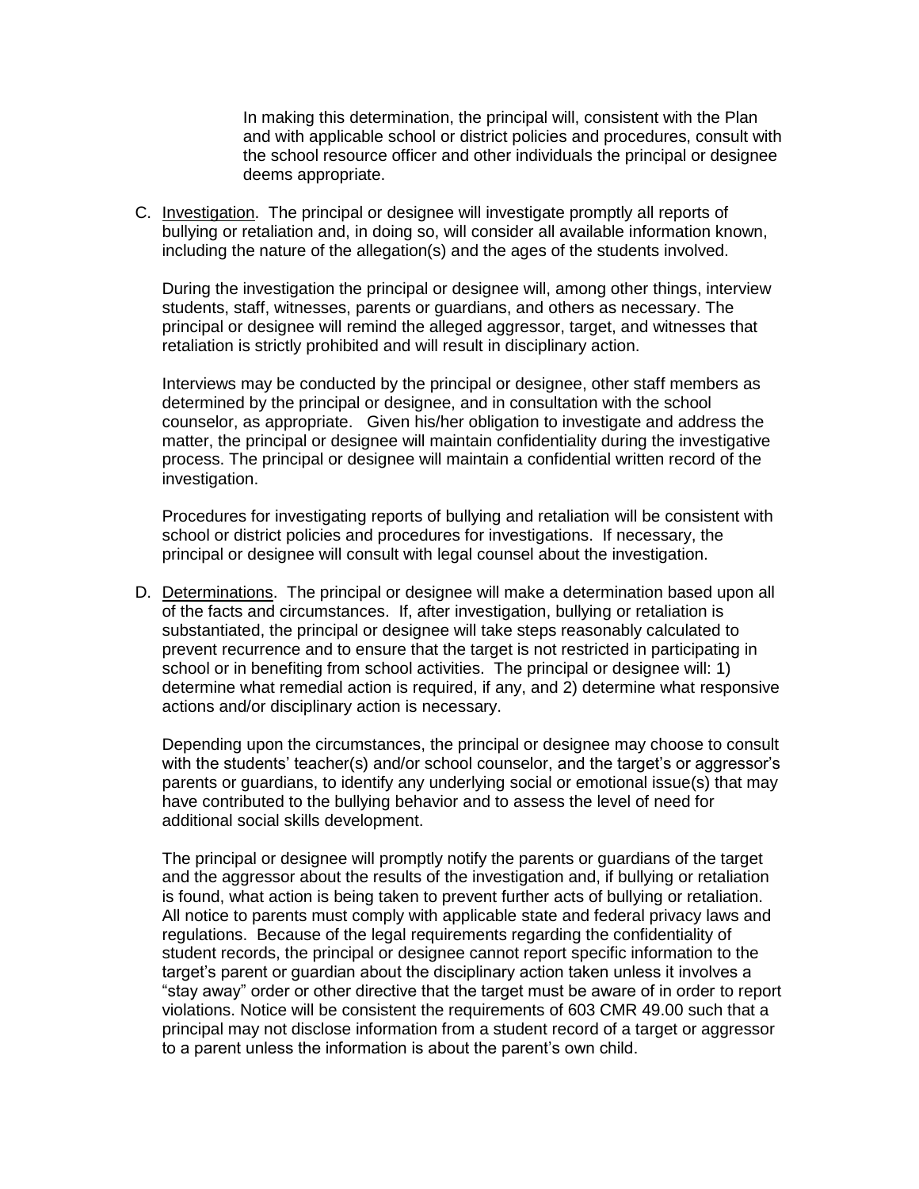In making this determination, the principal will, consistent with the Plan and with applicable school or district policies and procedures, consult with the school resource officer and other individuals the principal or designee deems appropriate.

C. Investigation. The principal or designee will investigate promptly all reports of bullying or retaliation and, in doing so, will consider all available information known, including the nature of the allegation(s) and the ages of the students involved.

During the investigation the principal or designee will, among other things, interview students, staff, witnesses, parents or guardians, and others as necessary. The principal or designee will remind the alleged aggressor, target, and witnesses that retaliation is strictly prohibited and will result in disciplinary action.

Interviews may be conducted by the principal or designee, other staff members as determined by the principal or designee, and in consultation with the school counselor, as appropriate. Given his/her obligation to investigate and address the matter, the principal or designee will maintain confidentiality during the investigative process. The principal or designee will maintain a confidential written record of the investigation.

Procedures for investigating reports of bullying and retaliation will be consistent with school or district policies and procedures for investigations. If necessary, the principal or designee will consult with legal counsel about the investigation.

D. Determinations. The principal or designee will make a determination based upon all of the facts and circumstances. If, after investigation, bullying or retaliation is substantiated, the principal or designee will take steps reasonably calculated to prevent recurrence and to ensure that the target is not restricted in participating in school or in benefiting from school activities. The principal or designee will: 1) determine what remedial action is required, if any, and 2) determine what responsive actions and/or disciplinary action is necessary.

Depending upon the circumstances, the principal or designee may choose to consult with the students' teacher(s) and/or school counselor, and the target's or aggressor's parents or guardians, to identify any underlying social or emotional issue(s) that may have contributed to the bullying behavior and to assess the level of need for additional social skills development.

The principal or designee will promptly notify the parents or guardians of the target and the aggressor about the results of the investigation and, if bullying or retaliation is found, what action is being taken to prevent further acts of bullying or retaliation. All notice to parents must comply with applicable state and federal privacy laws and regulations. Because of the legal requirements regarding the confidentiality of student records, the principal or designee cannot report specific information to the target's parent or guardian about the disciplinary action taken unless it involves a "stay away" order or other directive that the target must be aware of in order to report violations. Notice will be consistent the requirements of 603 CMR 49.00 such that a principal may not disclose information from a student record of a target or aggressor to a parent unless the information is about the parent's own child.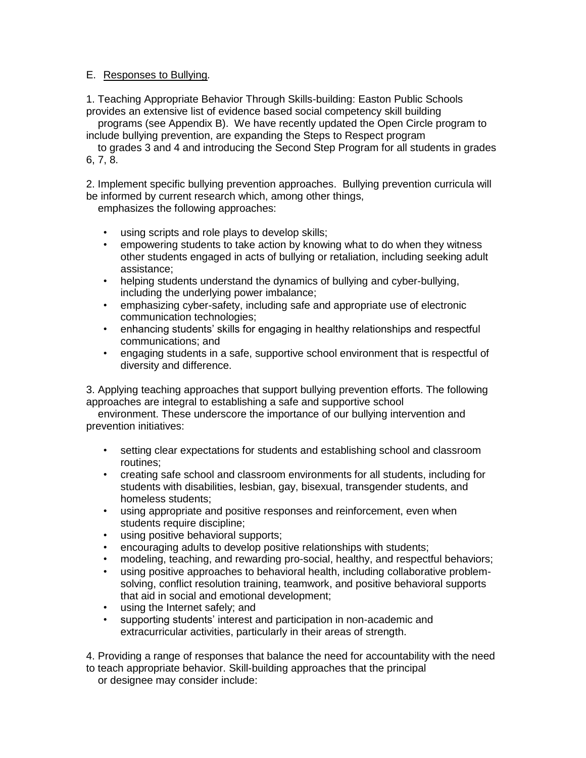E. Responses to Bullying.

1. Teaching Appropriate Behavior Through Skills-building: Easton Public Schools provides an extensive list of evidence based social competency skill building programs (see Appendix B). We have recently updated the Open Circle program to include bullying prevention, are expanding the Steps to Respect program to grades 3 and 4 and introducing the Second Step Program for all students in grades 6, 7, 8.

2. Implement specific bullying prevention approaches. Bullying prevention curricula will be informed by current research which, among other things, emphasizes the following approaches:

- using scripts and role plays to develop skills;
- empowering students to take action by knowing what to do when they witness other students engaged in acts of bullying or retaliation, including seeking adult assistance;
- helping students understand the dynamics of bullying and cyber-bullying, including the underlying power imbalance;
- emphasizing cyber-safety, including safe and appropriate use of electronic communication technologies;
- enhancing students' skills for engaging in healthy relationships and respectful communications; and
- engaging students in a safe, supportive school environment that is respectful of diversity and difference.

3. Applying teaching approaches that support bullying prevention efforts. The following approaches are integral to establishing a safe and supportive school environment. These underscore the importance of our bullying intervention and prevention initiatives:

- setting clear expectations for students and establishing school and classroom routines;
- creating safe school and classroom environments for all students, including for students with disabilities, lesbian, gay, bisexual, transgender students, and homeless students;
- using appropriate and positive responses and reinforcement, even when students require discipline;
- using positive behavioral supports;
- encouraging adults to develop positive relationships with students;
- modeling, teaching, and rewarding pro-social, healthy, and respectful behaviors;
- using positive approaches to behavioral health, including collaborative problem-solving, conflict resolution training, teamwork, and positive behavioral supports that aid in social and emotional development;
- using the Internet safely; and
- supporting students' interest and participation in non-academic and extracurricular activities, particularly in their areas of strength.

4. Providing a range of responses that balance the need for accountability with the need to teach appropriate behavior. Skill-building approaches that the principal or designee may consider include: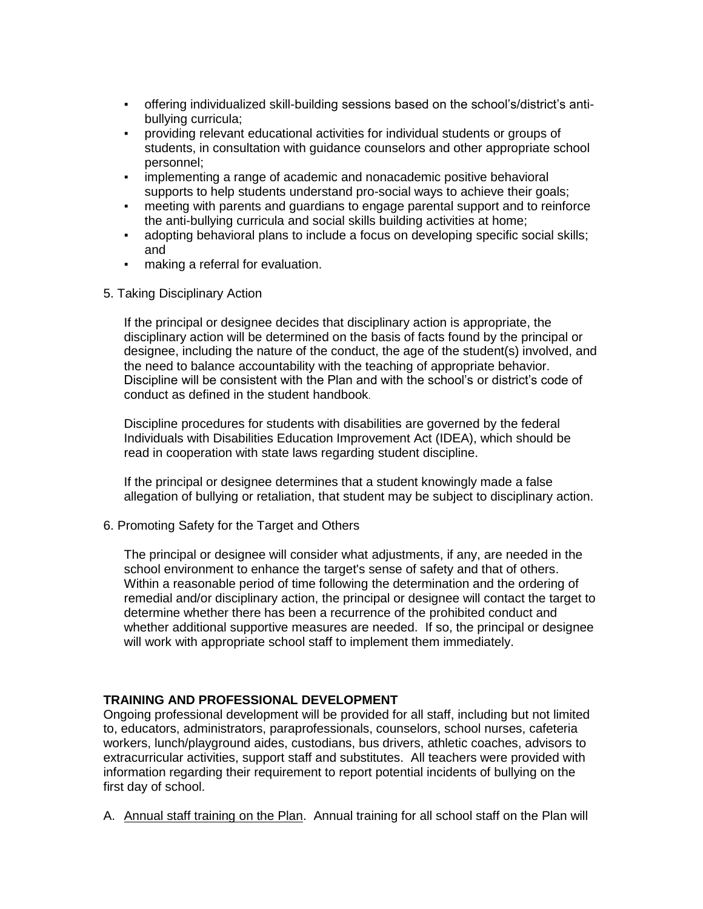- offering individualized skill-building sessions based on the school's/district's anti-bullying curricula;
- providing relevant educational activities for individual students or groups of students, in consultation with guidance counselors and other appropriate school personnel;
- implementing a range of academic and nonacademic positive behavioral supports to help students understand pro-social ways to achieve their goals;
- meeting with parents and guardians to engage parental support and to reinforce the anti-bullying curricula and social skills building activities at home;
- adopting behavioral plans to include a focus on developing specific social skills; and
- making a referral for evaluation.

5. Taking Disciplinary Action

If the principal or designee decides that disciplinary action is appropriate, the disciplinary action will be determined on the basis of facts found by the principal or designee, including the nature of the conduct, the age of the student(s) involved, and the need to balance accountability with the teaching of appropriate behavior. Discipline will be consistent with the Plan and with the school's or district's code of conduct as defined in the student handbook.

Discipline procedures for students with disabilities are governed by the federal Individuals with Disabilities Education Improvement Act (IDEA), which should be read in cooperation with state laws regarding student discipline.

If the principal or designee determines that a student knowingly made a false allegation of bullying or retaliation, that student may be subject to disciplinary action.

6. Promoting Safety for the Target and Others

The principal or designee will consider what adjustments, if any, are needed in the school environment to enhance the target's sense of safety and that of others. Within a reasonable period of time following the determination and the ordering of remedial and/or disciplinary action, the principal or designee will contact the target to determine whether there has been a recurrence of the prohibited conduct and whether additional supportive measures are needed. If so, the principal or designee will work with appropriate school staff to implement them immediately.

**TRAINING AND PROFESSIONAL DEVELOPMENT**

Ongoing professional development will be provided for all staff, including but not limited to, educators, administrators, paraprofessionals, counselors, school nurses, cafeteria workers, lunch/playground aides, custodians, bus drivers, athletic coaches, advisors to extracurricular activities, support staff and substitutes. All teachers were provided with information regarding their requirement to report potential incidents of bullying on the first day of school.

A. Annual staff training on the Plan. Annual training for all school staff on the Plan will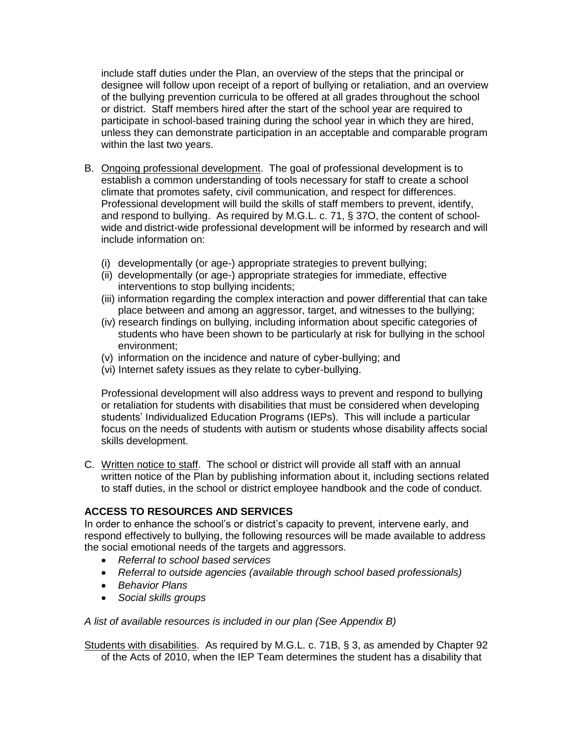include staff duties under the Plan, an overview of the steps that the principal or designee will follow upon receipt of a report of bullying or retaliation, and an overview of the bullying prevention curricula to be offered at all grades throughout the school or district. Staff members hired after the start of the school year are required to participate in school-based training during the school year in which they are hired, unless they can demonstrate participation in an acceptable and comparable program within the last two years.

B. Ongoing professional development. The goal of professional development is to establish a common understanding of tools necessary for staff to create a school climate that promotes safety, civil communication, and respect for differences. Professional development will build the skills of staff members to prevent, identify, and respond to bullying. As required by M.G.L. c. 71, § 37O, the content of school-wide and district-wide professional development will be informed by research and will include information on:

   (i) developmentally (or age-) appropriate strategies to prevent bullying;
   (ii) developmentally (or age-) appropriate strategies for immediate, effective interventions to stop bullying incidents;
   (iii) information regarding the complex interaction and power differential that can take place between and among an aggressor, target, and witnesses to the bullying;
   (iv) research findings on bullying, including information about specific categories of students who have been shown to be particularly at risk for bullying in the school environment;
   (v) information on the incidence and nature of cyber-bullying; and
   (vi) Internet safety issues as they relate to cyber-bullying.

   Professional development will also address ways to prevent and respond to bullying or retaliation for students with disabilities that must be considered when developing students' Individualized Education Programs (IEPs). This will include a particular focus on the needs of students with autism or students whose disability affects social skills development.

C. Written notice to staff. The school or district will provide all staff with an annual written notice of the Plan by publishing information about it, including sections related to staff duties, in the school or district employee handbook and the code of conduct.

**ACCESS TO RESOURCES AND SERVICES**

In order to enhance the school's or district's capacity to prevent, intervene early, and respond effectively to bullying, the following resources will be made available to address the social emotional needs of the targets and aggressors.

- *Referral to school based services*
- *Referral to outside agencies (available through school based professionals)*
- *Behavior Plans*
- *Social skills groups*

*A list of available resources is included in our plan (See Appendix B)*

Students with disabilities. As required by M.G.L. c. 71B, § 3, as amended by Chapter 92 of the Acts of 2010, when the IEP Team determines the student has a disability that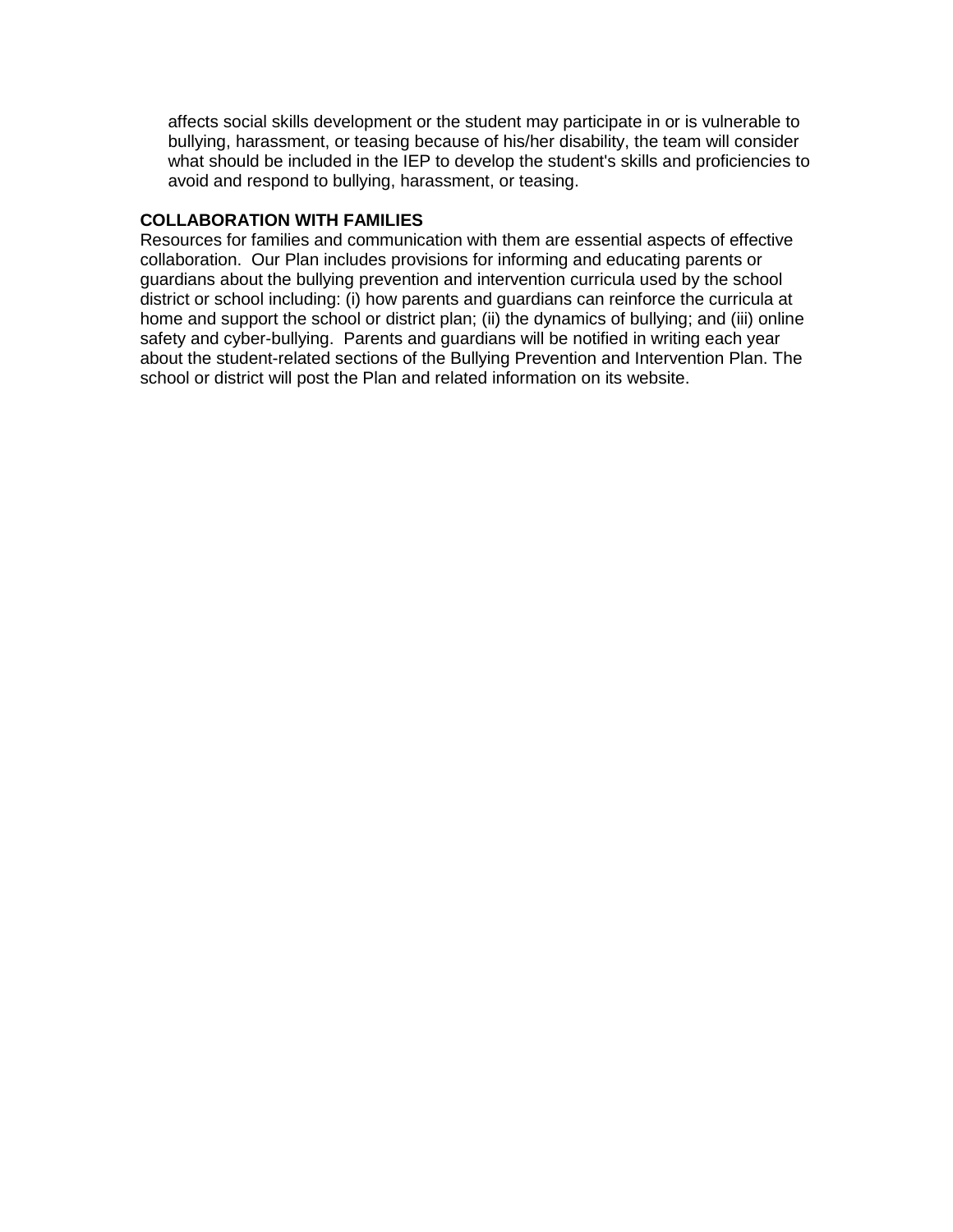affects social skills development or the student may participate in or is vulnerable to bullying, harassment, or teasing because of his/her disability, the team will consider what should be included in the IEP to develop the student's skills and proficiencies to avoid and respond to bullying, harassment, or teasing.

**COLLABORATION WITH FAMILIES**

Resources for families and communication with them are essential aspects of effective collaboration. Our Plan includes provisions for informing and educating parents or guardians about the bullying prevention and intervention curricula used by the school district or school including: (i) how parents and guardians can reinforce the curricula at home and support the school or district plan; (ii) the dynamics of bullying; and (iii) online safety and cyber-bullying. Parents and guardians will be notified in writing each year about the student-related sections of the Bullying Prevention and Intervention Plan. The school or district will post the Plan and related information on its website.